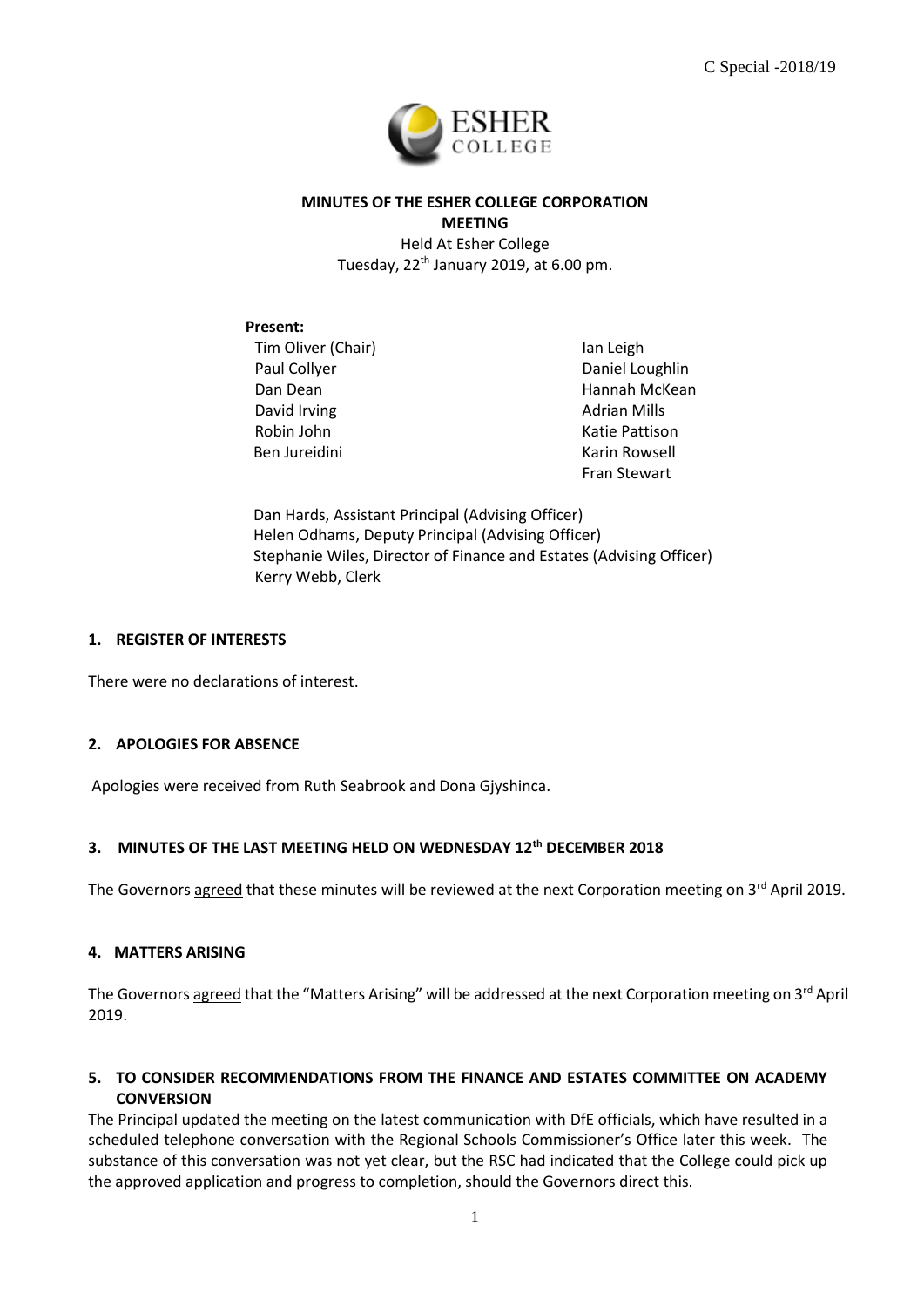C Special -2018/19

**MINUTES OF THE ESHER COLLEGE CORPORATION MEETING**

Held At Esher College
Tuesday, 22[th] January 2019, at 6.00 pm.

**Present:**

Tim Oliver (Chair)
Paul Collyer
Dan Dean
David Irving
Robin John
Ben Jureidini
Ian Leigh
Daniel Loughlin
Hannah McKean
Adrian Mills
Katie Pattison
Karin Rowsell
Fran Stewart

Dan Hards, Assistant Principal (Advising Officer)
Helen Odhams, Deputy Principal (Advising Officer)
Stephanie Wiles, Director of Finance and Estates (Advising Officer)
Kerry Webb, Clerk

## 1. REGISTER OF INTERESTS

There were no declarations of interest.

## 2. APOLOGIES FOR ABSENCE

Apologies were received from Ruth Seabrook and Dona Gjyshinca.

## 3. MINUTES OF THE LAST MEETING HELD ON WEDNESDAY 12[th] DECEMBER 2018

The Governors agreed that these minutes will be reviewed at the next Corporation meeting on 3[rd] April 2019.

## 4. MATTERS ARISING

The Governors agreed that the "Matters Arising" will be addressed at the next Corporation meeting on 3[rd] April 2019.

## 5. TO CONSIDER RECOMMENDATIONS FROM THE FINANCE AND ESTATES COMMITTEE ON ACADEMY CONVERSION

The Principal updated the meeting on the latest communication with DfE officials, which have resulted in a scheduled telephone conversation with the Regional Schools Commissioner's Office later this week. The substance of this conversation was not yet clear, but the RSC had indicated that the College could pick up the approved application and progress to completion, should the Governors direct this.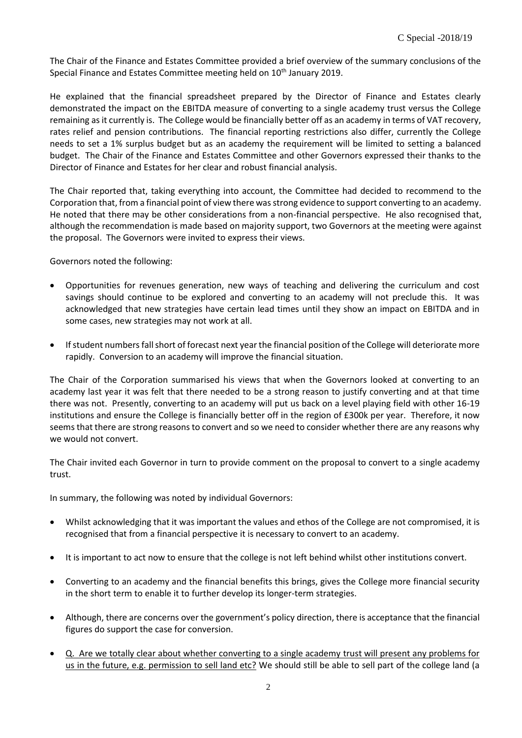The Chair of the Finance and Estates Committee provided a brief overview of the summary conclusions of the Special Finance and Estates Committee meeting held on 10th January 2019.

He explained that the financial spreadsheet prepared by the Director of Finance and Estates clearly demonstrated the impact on the EBITDA measure of converting to a single academy trust versus the College remaining as it currently is. The College would be financially better off as an academy in terms of VAT recovery, rates relief and pension contributions. The financial reporting restrictions also differ, currently the College needs to set a 1% surplus budget but as an academy the requirement will be limited to setting a balanced budget. The Chair of the Finance and Estates Committee and other Governors expressed their thanks to the Director of Finance and Estates for her clear and robust financial analysis.

The Chair reported that, taking everything into account, the Committee had decided to recommend to the Corporation that, from a financial point of view there was strong evidence to support converting to an academy. He noted that there may be other considerations from a non-financial perspective. He also recognised that, although the recommendation is made based on majority support, two Governors at the meeting were against the proposal. The Governors were invited to express their views.

Governors noted the following:

- Opportunities for revenues generation, new ways of teaching and delivering the curriculum and cost savings should continue to be explored and converting to an academy will not preclude this. It was acknowledged that new strategies have certain lead times until they show an impact on EBITDA and in some cases, new strategies may not work at all.
- If student numbers fall short of forecast next year the financial position of the College will deteriorate more rapidly. Conversion to an academy will improve the financial situation.

The Chair of the Corporation summarised his views that when the Governors looked at converting to an academy last year it was felt that there needed to be a strong reason to justify converting and at that time there was not. Presently, converting to an academy will put us back on a level playing field with other 16-19 institutions and ensure the College is financially better off in the region of £300k per year. Therefore, it now seems that there are strong reasons to convert and so we need to consider whether there are any reasons why we would not convert.

The Chair invited each Governor in turn to provide comment on the proposal to convert to a single academy trust.

In summary, the following was noted by individual Governors:

- Whilst acknowledging that it was important the values and ethos of the College are not compromised, it is recognised that from a financial perspective it is necessary to convert to an academy.
- It is important to act now to ensure that the college is not left behind whilst other institutions convert.
- Converting to an academy and the financial benefits this brings, gives the College more financial security in the short term to enable it to further develop its longer-term strategies.
- Although, there are concerns over the government's policy direction, there is acceptance that the financial figures do support the case for conversion.
- Q. Are we totally clear about whether converting to a single academy trust will present any problems for us in the future, e.g. permission to sell land etc? We should still be able to sell part of the college land (a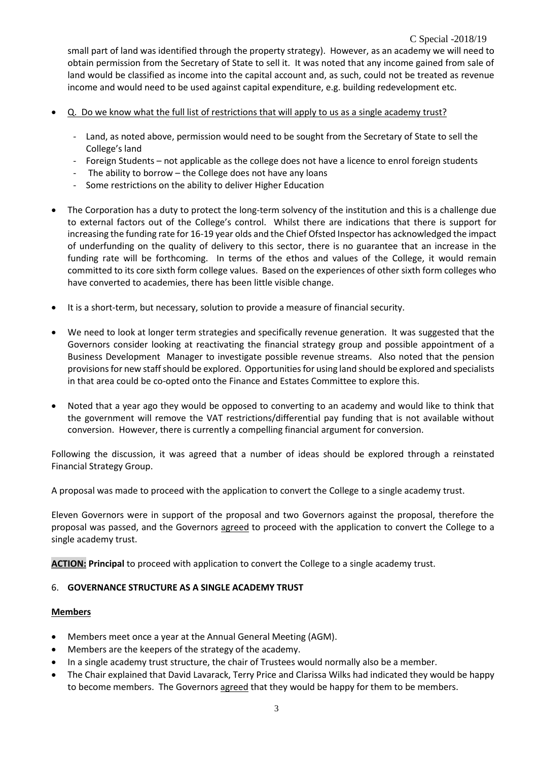small part of land was identified through the property strategy). However, as an academy we will need to obtain permission from the Secretary of State to sell it. It was noted that any income gained from sale of land would be classified as income into the capital account and, as such, could not be treated as revenue income and would need to be used against capital expenditure, e.g. building redevelopment etc.

- Q. Do we know what the full list of restrictions that will apply to us as a single academy trust?
  - Land, as noted above, permission would need to be sought from the Secretary of State to sell the College's land
  - Foreign Students – not applicable as the college does not have a licence to enrol foreign students
  - The ability to borrow – the College does not have any loans
  - Some restrictions on the ability to deliver Higher Education
- The Corporation has a duty to protect the long-term solvency of the institution and this is a challenge due to external factors out of the College's control. Whilst there are indications that there is support for increasing the funding rate for 16-19 year olds and the Chief Ofsted Inspector has acknowledged the impact of underfunding on the quality of delivery to this sector, there is no guarantee that an increase in the funding rate will be forthcoming. In terms of the ethos and values of the College, it would remain committed to its core sixth form college values. Based on the experiences of other sixth form colleges who have converted to academies, there has been little visible change.
- It is a short-term, but necessary, solution to provide a measure of financial security.
- We need to look at longer term strategies and specifically revenue generation. It was suggested that the Governors consider looking at reactivating the financial strategy group and possible appointment of a Business Development Manager to investigate possible revenue streams. Also noted that the pension provisions for new staff should be explored. Opportunities for using land should be explored and specialists in that area could be co-opted onto the Finance and Estates Committee to explore this.
- Noted that a year ago they would be opposed to converting to an academy and would like to think that the government will remove the VAT restrictions/differential pay funding that is not available without conversion. However, there is currently a compelling financial argument for conversion.

Following the discussion, it was agreed that a number of ideas should be explored through a reinstated Financial Strategy Group.

A proposal was made to proceed with the application to convert the College to a single academy trust.

Eleven Governors were in support of the proposal and two Governors against the proposal, therefore the proposal was passed, and the Governors agreed to proceed with the application to convert the College to a single academy trust.

**ACTION: Principal** to proceed with application to convert the College to a single academy trust.

## 6. GOVERNANCE STRUCTURE AS A SINGLE ACADEMY TRUST

### Members

- Members meet once a year at the Annual General Meeting (AGM).
- Members are the keepers of the strategy of the academy.
- In a single academy trust structure, the chair of Trustees would normally also be a member.
- The Chair explained that David Lavarack, Terry Price and Clarissa Wilks had indicated they would be happy to become members. The Governors agreed that they would be happy for them to be members.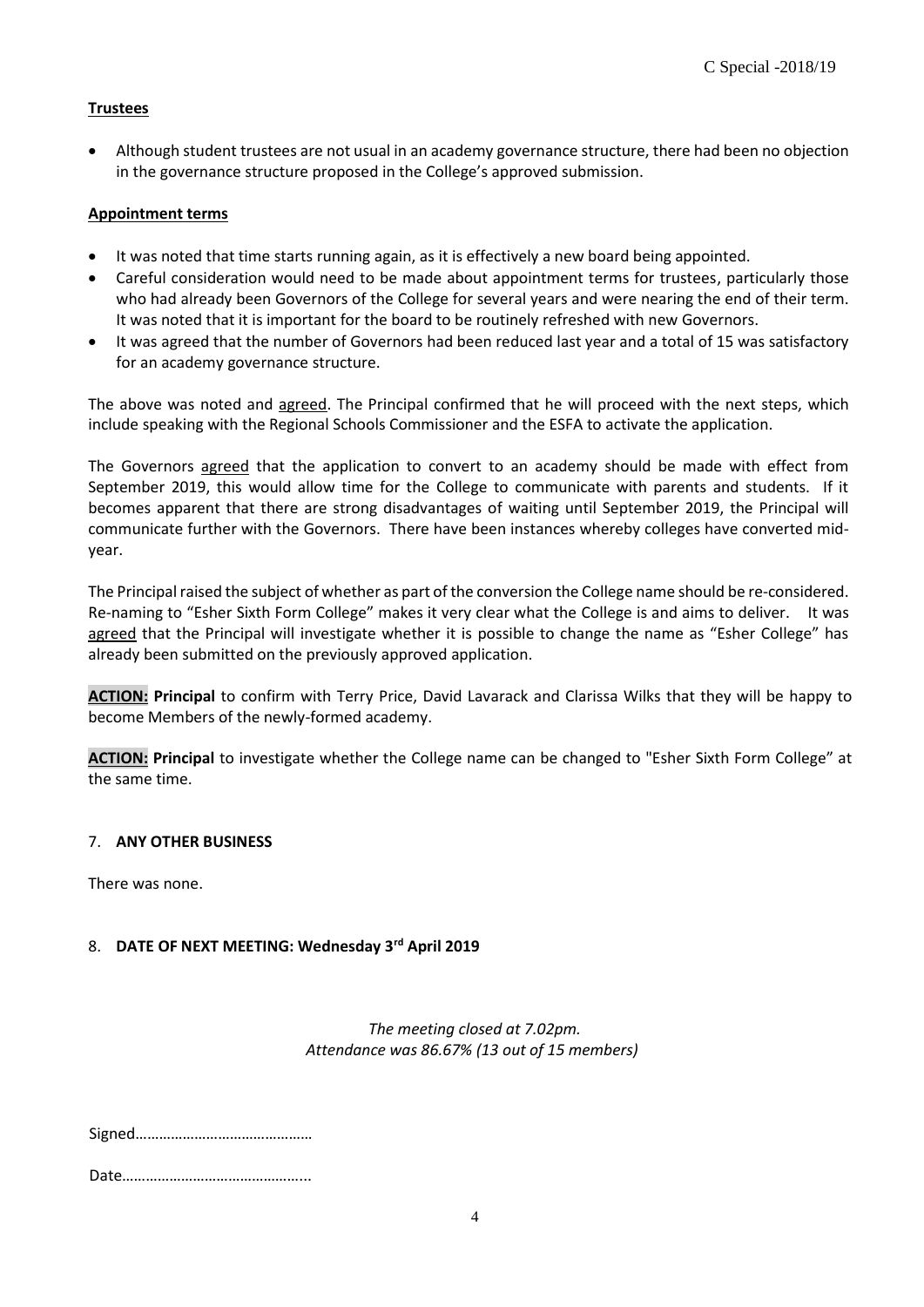**Trustees**

- Although student trustees are not usual in an academy governance structure, there had been no objection in the governance structure proposed in the College's approved submission.

**Appointment terms**

- It was noted that time starts running again, as it is effectively a new board being appointed.
- Careful consideration would need to be made about appointment terms for trustees, particularly those who had already been Governors of the College for several years and were nearing the end of their term. It was noted that it is important for the board to be routinely refreshed with new Governors.
- It was agreed that the number of Governors had been reduced last year and a total of 15 was satisfactory for an academy governance structure.

The above was noted and agreed. The Principal confirmed that he will proceed with the next steps, which include speaking with the Regional Schools Commissioner and the ESFA to activate the application.

The Governors agreed that the application to convert to an academy should be made with effect from September 2019, this would allow time for the College to communicate with parents and students. If it becomes apparent that there are strong disadvantages of waiting until September 2019, the Principal will communicate further with the Governors. There have been instances whereby colleges have converted mid-year.

The Principal raised the subject of whether as part of the conversion the College name should be re-considered. Re-naming to "Esher Sixth Form College" makes it very clear what the College is and aims to deliver. It was agreed that the Principal will investigate whether it is possible to change the name as "Esher College" has already been submitted on the previously approved application.

**ACTION: Principal** to confirm with Terry Price, David Lavarack and Clarissa Wilks that they will be happy to become Members of the newly-formed academy.

**ACTION: Principal** to investigate whether the College name can be changed to "Esher Sixth Form College" at the same time.

## 7. ANY OTHER BUSINESS

There was none.

## 8. DATE OF NEXT MEETING: Wednesday 3rd April 2019

*The meeting closed at 7.02pm.*
*Attendance was 86.67% (13 out of 15 members)*

Signed……………………………………

Date……………………………………...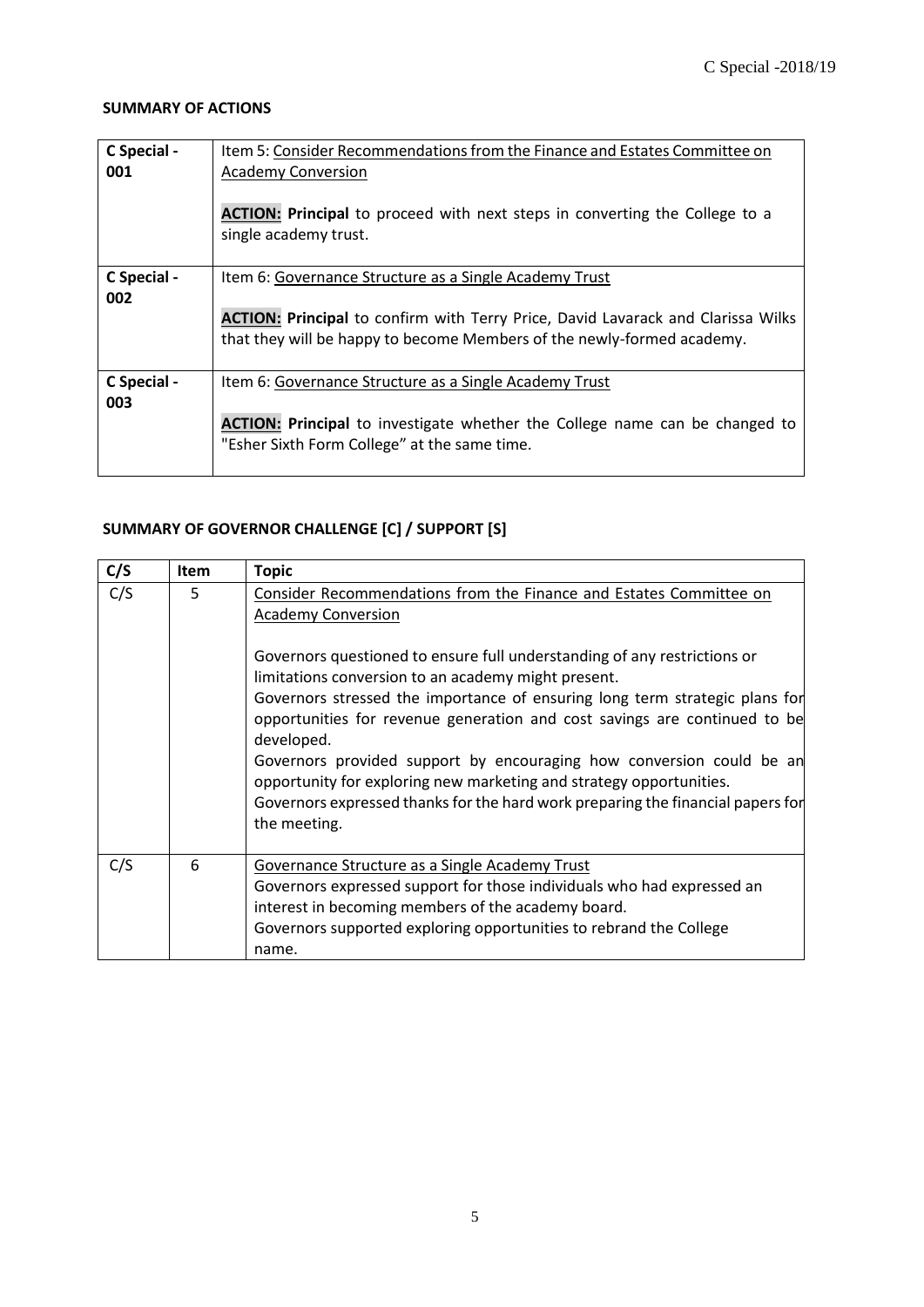**SUMMARY OF ACTIONS**

| | |
|---|---|
| **C Special - 001** | Item 5: Consider Recommendations from the Finance and Estates Committee on Academy Conversion<br><br>**ACTION:** **Principal** to proceed with next steps in converting the College to a single academy trust. |
| **C Special - 002** | Item 6: Governance Structure as a Single Academy Trust<br><br>**ACTION:** **Principal** to confirm with Terry Price, David Lavarack and Clarissa Wilks that they will be happy to become Members of the newly-formed academy. |
| **C Special - 003** | Item 6: Governance Structure as a Single Academy Trust<br><br>**ACTION:** **Principal** to investigate whether the College name can be changed to "Esher Sixth Form College" at the same time. |

**SUMMARY OF GOVERNOR CHALLENGE [C] / SUPPORT [S]**

| C/S | Item | Topic |
|---|---|---|
| C/S | 5 | Consider Recommendations from the Finance and Estates Committee on Academy Conversion<br><br>Governors questioned to ensure full understanding of any restrictions or limitations conversion to an academy might present.<br>Governors stressed the importance of ensuring long term strategic plans for opportunities for revenue generation and cost savings are continued to be developed.<br>Governors provided support by encouraging how conversion could be an opportunity for exploring new marketing and strategy opportunities.<br>Governors expressed thanks for the hard work preparing the financial papers for the meeting. |
| C/S | 6 | Governance Structure as a Single Academy Trust<br>Governors expressed support for those individuals who had expressed an interest in becoming members of the academy board.<br>Governors supported exploring opportunities to rebrand the College name. |